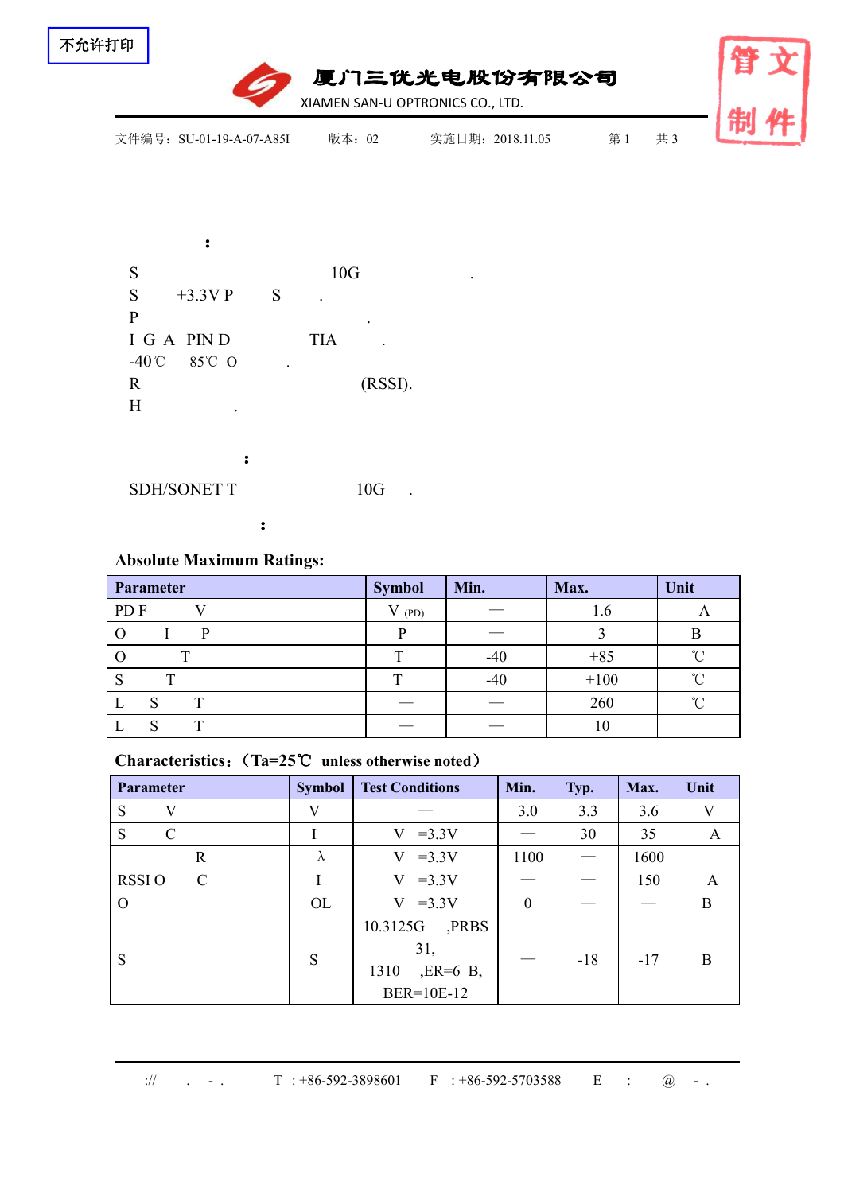不允许打印

厦门三优光电股份有限公司

XIAMEN SAN-U OPTRONICS CO., LTD.

文件编号：SU-01-19-A-07-A85I 版本：02 实施日期：2018.11.05 第 1 共 3

管文
制件

：

S 10G .
S +3.3V P S .
P .
I G A PIN D TIA .
-40℃ 85℃ O .
R (RSSI).
H .

：

SDH/SONET T 10G .

：

**Absolute Maximum Ratings:**

| Parameter | Symbol | Min. | Max. | Unit |
|---|---|---|---|---|
| PD F V | V (PD) | — | 1.6 | A |
| O I P | P | — | 3 | B |
| O T | T | -40 | +85 | ℃ |
| S T | T | -40 | +100 | ℃ |
| L S T | — | — | 260 | ℃ |
| L S T | — | — | 10 | |

**Characteristics:（Ta=25℃ unless otherwise noted）**

| Parameter | Symbol | Test Conditions | Min. | Typ. | Max. | Unit |
|---|---|---|---|---|---|---|
| S V | V | — | 3.0 | 3.3 | 3.6 | V |
| S C | I | V =3.3V | — | 30 | 35 | A |
| R | λ | V =3.3V | 1100 | — | 1600 | |
| RSSI O C | I | V =3.3V | — | — | 150 | A |
| O | OL | V =3.3V | 0 | — | — | B |
| S | S | 10.3125G ,PRBS 31, 1310 ,ER=6 B, BER=10E-12 | — | -18 | -17 | B |

:// . - . T : +86-592-3898601 F : +86-592-5703588 E : @ - .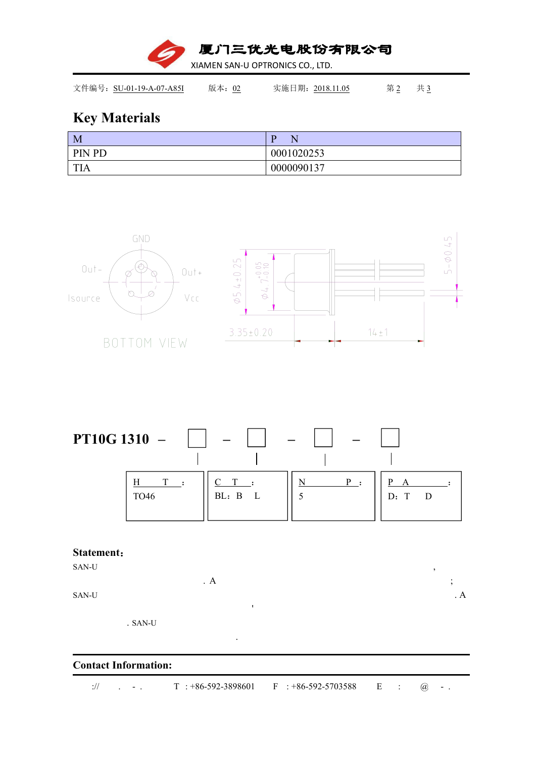文件编号：SU-01-19-A-07-A85I　　版本：02　　实施日期：2018.11.05　　第 2　　共 3

## Key Materials

| M | P N |
|---|---|
| PIN PD | 0001020253 |
| TIA | 0000090137 |

GND

Out-　　Out+

Isource　　Vcc

BOTTOM VIEW

Ø5.4±0.25　Ø4.7 +0.05/−0.10　5-Ø0.45

3.35±0.20　14±1

**PT10G 1310 – □ – □ – □ – □**

| H T : | C T : | N P : | P A : |
|---|---|---|---|
| TO46 | BL：B L | 5 | D：T D |

**Statement：**

SAN-U ,
. A ;
SAN-U . A
'
. SAN-U
.

**Contact Information:**

:// . - .　　T ：+86-592-3898601　　F ：+86-592-5703588　　E ： @ - .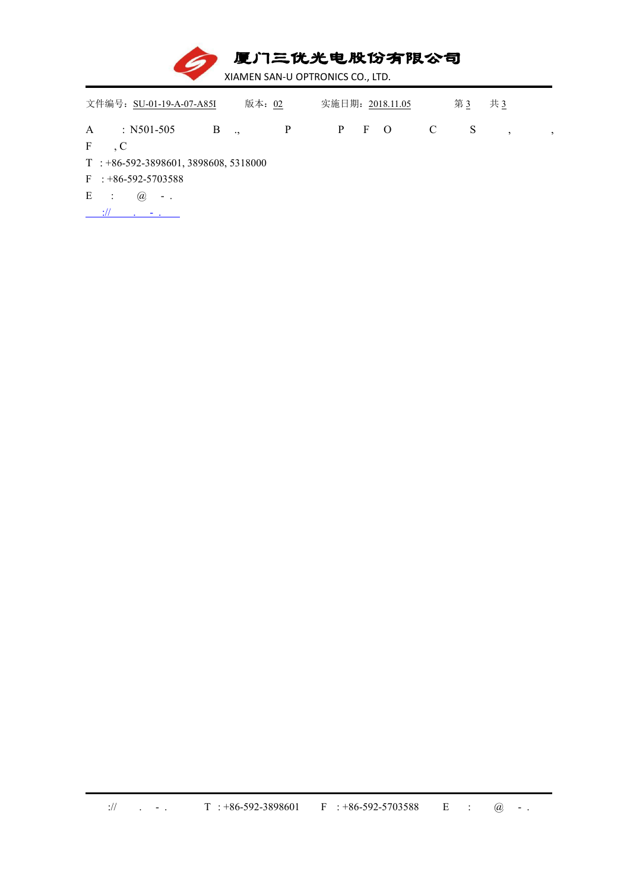A : N501-505 B ., P P F O C S , ,
F , C

T : +86-592-3898601, 3898608, 5318000

F : +86-592-5703588

E : @ - .

:// . - .